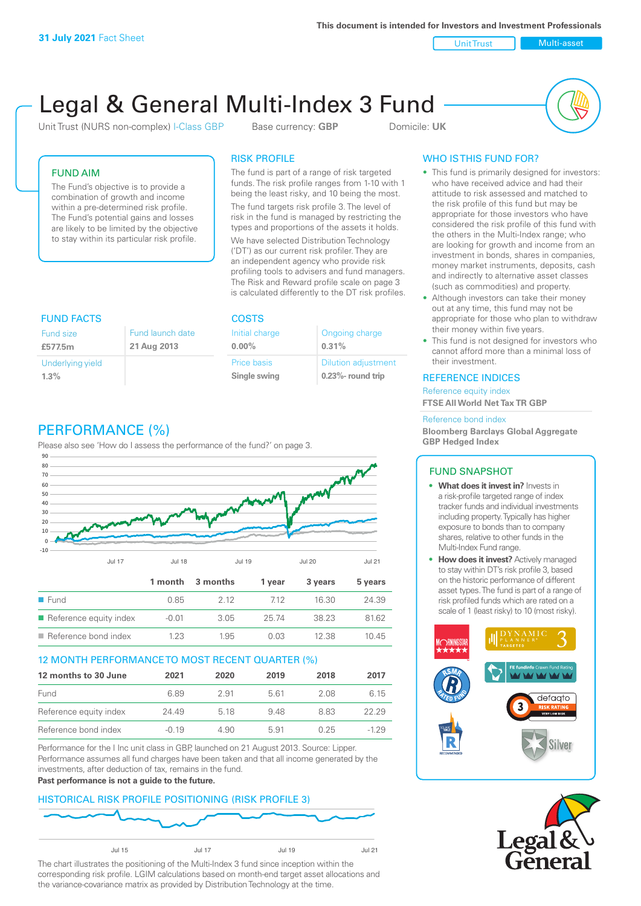**31 July 2021** Fact Sheet

This document is intended for Investors and Investment Professionals

Unit Trust | Multi-asset

# Legal & General Multi-Index 3 Fund

Unit Trust (NURS non-complex) I-Class GBP    Base currency: **GBP**    Domicile: **UK**

## FUND AIM

The Fund's objective is to provide a combination of growth and income within a pre-determined risk profile. The Fund's potential gains and losses are likely to be limited by the objective to stay within its particular risk profile.

## RISK PROFILE

The fund is part of a range of risk targeted funds. The risk profile ranges from 1-10 with 1 being the least risky, and 10 being the most.

The fund targets risk profile 3. The level of risk in the fund is managed by restricting the types and proportions of the assets it holds.

We have selected Distribution Technology ('DT') as our current risk profiler. They are an independent agency who provide risk profiling tools to advisers and fund managers. The Risk and Reward profile scale on page 3 is calculated differently to the DT risk profiles.

## WHO IS THIS FUND FOR?

- This fund is primarily designed for investors: who have received advice and had their attitude to risk assessed and matched to the risk profile of this fund but may be appropriate for those investors who have considered the risk profile of this fund with the others in the Multi-Index range; who are looking for growth and income from an investment in bonds, shares in companies, money market instruments, deposits, cash and indirectly to alternative asset classes (such as commodities) and property.
- Although investors can take their money out at any time, this fund may not be appropriate for those who plan to withdraw their money within five years.
- This fund is not designed for investors who cannot afford more than a minimal loss of their investment.

## FUND FACTS

| Fund size | Fund launch date |
|---|---|
| **£577.5m** | **21 Aug 2013** |
| Underlying yield | |
| **1.3%** | |

## COSTS

| Initial charge | Ongoing charge |
|---|---|
| **0.00%** | **0.31%** |
| Price basis | Dilution adjustment |
| **Single swing** | **0.23%- round trip** |

## REFERENCE INDICES

Reference equity index
**FTSE All World Net Tax TR GBP**

Reference bond index
**Bloomberg Barclays Global Aggregate GBP Hedged Index**

## PERFORMANCE (%)

Please also see 'How do I assess the performance of the fund?' on page 3.

| | 1 month | 3 months | 1 year | 3 years | 5 years |
|---|---|---|---|---|---|
| Fund | 0.85 | 2.12 | 7.12 | 16.30 | 24.39 |
| Reference equity index | -0.01 | 3.05 | 25.74 | 38.23 | 81.62 |
| Reference bond index | 1.23 | 1.95 | 0.03 | 12.38 | 10.45 |

## 12 MONTH PERFORMANCE TO MOST RECENT QUARTER (%)

| 12 months to 30 June | 2021 | 2020 | 2019 | 2018 | 2017 |
|---|---|---|---|---|---|
| Fund | 6.89 | 2.91 | 5.61 | 2.08 | 6.15 |
| Reference equity index | 24.49 | 5.18 | 9.48 | 8.83 | 22.29 |
| Reference bond index | -0.19 | 4.90 | 5.91 | 0.25 | -1.29 |

Performance for the I Inc unit class in GBP, launched on 21 August 2013. Source: Lipper. Performance assumes all fund charges have been taken and that all income generated by the investments, after deduction of tax, remains in the fund.

**Past performance is not a guide to the future.**

## HISTORICAL RISK PROFILE POSITIONING (RISK PROFILE 3)

The chart illustrates the positioning of the Multi-Index 3 fund since inception within the corresponding risk profile. LGIM calculations based on month-end target asset allocations and the variance-covariance matrix as provided by Distribution Technology at the time.

## FUND SNAPSHOT

- **What does it invest in?** Invests in a risk-profile targeted range of index tracker funds and individual investments including property. Typically has higher exposure to bonds than to company shares, relative to other funds in the Multi-Index Fund range.
- **How does it invest?** Actively managed to stay within DT's risk profile 3, based on the historic performance of different asset types. The fund is part of a range of risk profiled funds which are rated on a scale of 1 (least risky) to 10 (most risky).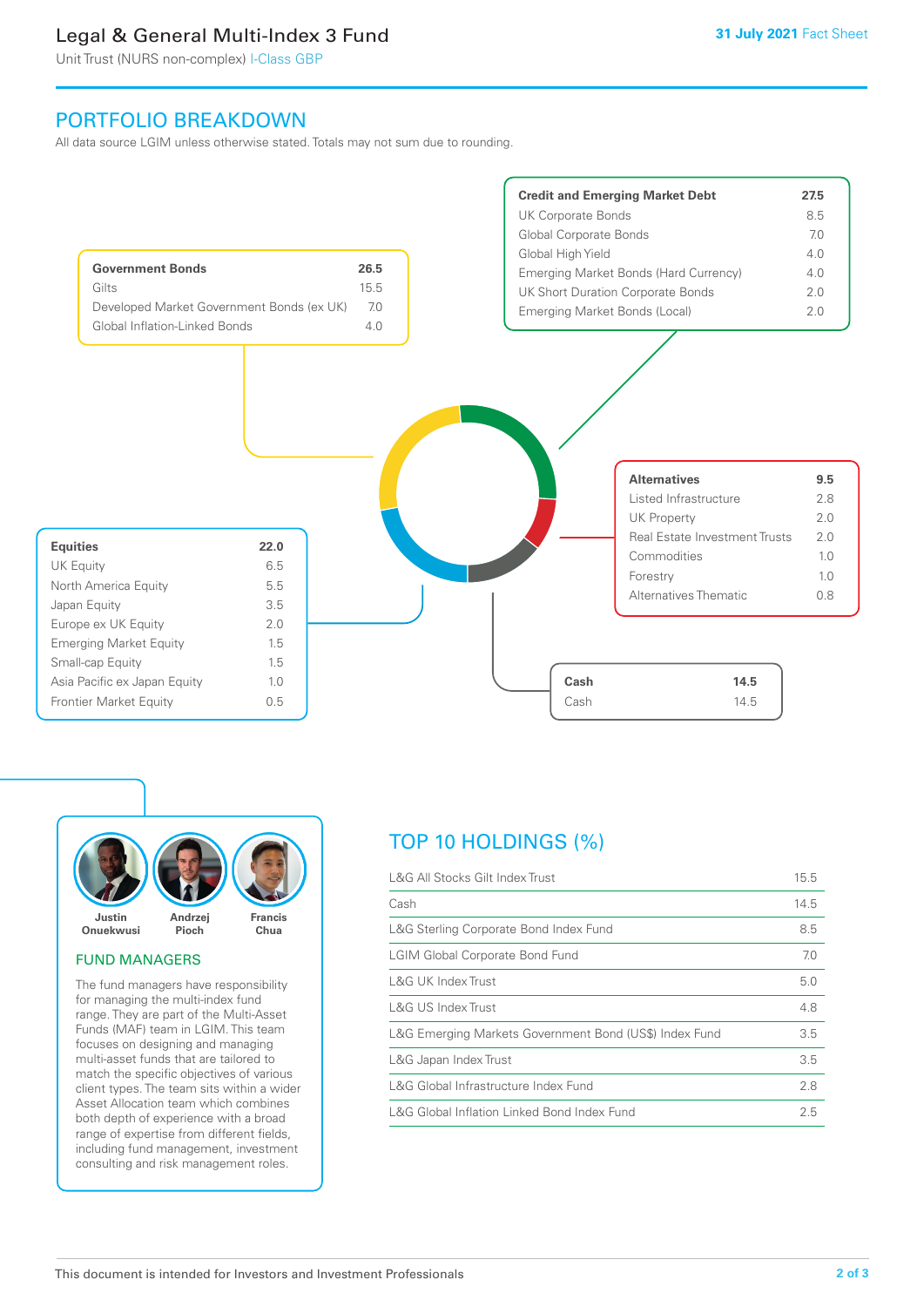Legal & General Multi-Index 3 Fund

Unit Trust (NURS non-complex) I-Class GBP

31 July 2021 Fact Sheet

## PORTFOLIO BREAKDOWN

All data source LGIM unless otherwise stated. Totals may not sum due to rounding.

| Government Bonds | 26.5 |
|---|---|
| Gilts | 15.5 |
| Developed Market Government Bonds (ex UK) | 7.0 |
| Global Inflation-Linked Bonds | 4.0 |

| Credit and Emerging Market Debt | 27.5 |
|---|---|
| UK Corporate Bonds | 8.5 |
| Global Corporate Bonds | 7.0 |
| Global High Yield | 4.0 |
| Emerging Market Bonds (Hard Currency) | 4.0 |
| UK Short Duration Corporate Bonds | 2.0 |
| Emerging Market Bonds (Local) | 2.0 |

| Alternatives | 9.5 |
|---|---|
| Listed Infrastructure | 2.8 |
| UK Property | 2.0 |
| Real Estate Investment Trusts | 2.0 |
| Commodities | 1.0 |
| Forestry | 1.0 |
| Alternatives Thematic | 0.8 |

| Equities | 22.0 |
|---|---|
| UK Equity | 6.5 |
| North America Equity | 5.5 |
| Japan Equity | 3.5 |
| Europe ex UK Equity | 2.0 |
| Emerging Market Equity | 1.5 |
| Small-cap Equity | 1.5 |
| Asia Pacific ex Japan Equity | 1.0 |
| Frontier Market Equity | 0.5 |

| Cash | 14.5 |
|---|---|
| Cash | 14.5 |

Justin Onuekwusi, Andrzej Pioch, Francis Chua

### FUND MANAGERS

The fund managers have responsibility for managing the multi-index fund range. They are part of the Multi-Asset Funds (MAF) team in LGIM. This team focuses on designing and managing multi-asset funds that are tailored to match the specific objectives of various client types. The team sits within a wider Asset Allocation team which combines both depth of experience with a broad range of expertise from different fields, including fund management, investment consulting and risk management roles.

## TOP 10 HOLDINGS (%)

| Holding | % |
|---|---|
| L&G All Stocks Gilt Index Trust | 15.5 |
| Cash | 14.5 |
| L&G Sterling Corporate Bond Index Fund | 8.5 |
| LGIM Global Corporate Bond Fund | 7.0 |
| L&G UK Index Trust | 5.0 |
| L&G US Index Trust | 4.8 |
| L&G Emerging Markets Government Bond (US$) Index Fund | 3.5 |
| L&G Japan Index Trust | 3.5 |
| L&G Global Infrastructure Index Fund | 2.8 |
| L&G Global Inflation Linked Bond Index Fund | 2.5 |

This document is intended for Investors and Investment Professionals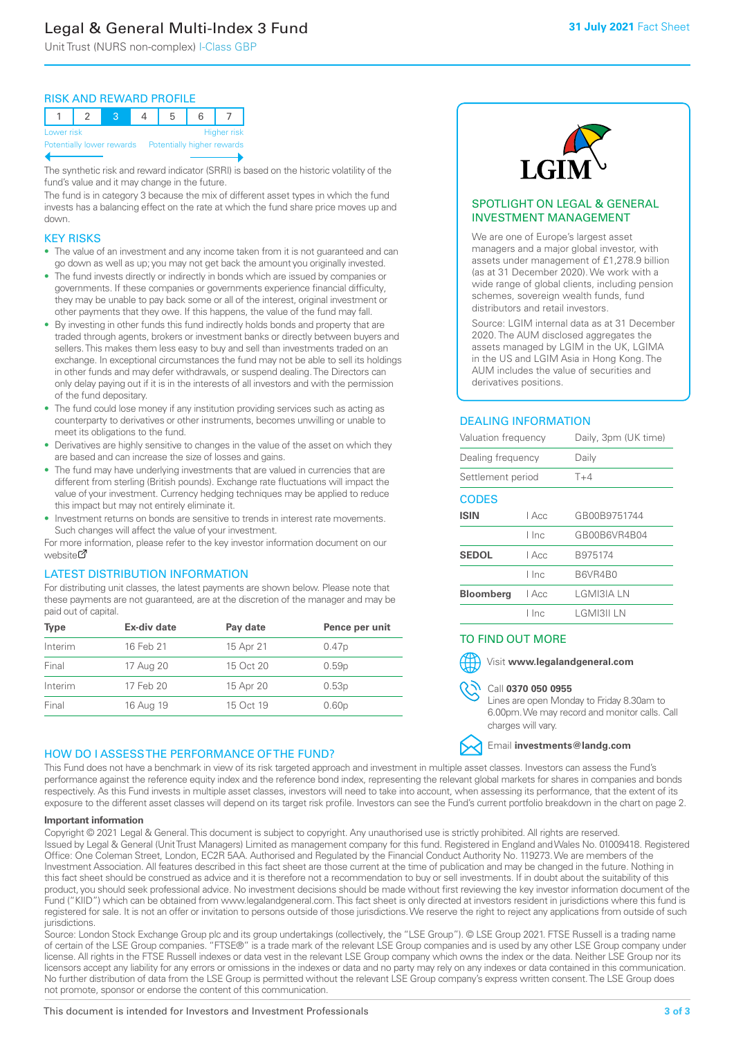# Legal & General Multi-Index 3 Fund

Unit Trust (NURS non-complex) I-Class GBP

**31 July 2021** Fact Sheet

## RISK AND REWARD PROFILE

| 1 | 2 | 3 | 4 | 5 | 6 | 7 |
|---|---|---|---|---|---|---|

Lower risk — Higher risk

Potentially lower rewards — Potentially higher rewards

The synthetic risk and reward indicator (SRRI) is based on the historic volatility of the fund's value and it may change in the future.

The fund is in category 3 because the mix of different asset types in which the fund invests has a balancing effect on the rate at which the fund share price moves up and down.

## KEY RISKS

- The value of an investment and any income taken from it is not guaranteed and can go down as well as up; you may not get back the amount you originally invested.
- The fund invests directly or indirectly in bonds which are issued by companies or governments. If these companies or governments experience financial difficulty, they may be unable to pay back some or all of the interest, original investment or other payments that they owe. If this happens, the value of the fund may fall.
- By investing in other funds this fund indirectly holds bonds and property that are traded through agents, brokers or investment banks or directly between buyers and sellers. This makes them less easy to buy and sell than investments traded on an exchange. In exceptional circumstances the fund may not be able to sell its holdings in other funds and may defer withdrawals, or suspend dealing. The Directors can only delay paying out if it is in the interests of all investors and with the permission of the fund depositary.
- The fund could lose money if any institution providing services such as acting as counterparty to derivatives or other instruments, becomes unwilling or unable to meet its obligations to the fund.
- Derivatives are highly sensitive to changes in the value of the asset on which they are based and can increase the size of losses and gains.
- The fund may have underlying investments that are valued in currencies that are different from sterling (British pounds). Exchange rate fluctuations will impact the value of your investment. Currency hedging techniques may be applied to reduce this impact but may not entirely eliminate it.
- Investment returns on bonds are sensitive to trends in interest rate movements. Such changes will affect the value of your investment.

For more information, please refer to the key investor information document on our website

## LATEST DISTRIBUTION INFORMATION

For distributing unit classes, the latest payments are shown below. Please note that these payments are not guaranteed, are at the discretion of the manager and may be paid out of capital.

| Type | Ex-div date | Pay date | Pence per unit |
|---|---|---|---|
| Interim | 16 Feb 21 | 15 Apr 21 | 0.47p |
| Final | 17 Aug 20 | 15 Oct 20 | 0.59p |
| Interim | 17 Feb 20 | 15 Apr 20 | 0.53p |
| Final | 16 Aug 19 | 15 Oct 19 | 0.60p |

## SPOTLIGHT ON LEGAL & GENERAL INVESTMENT MANAGEMENT

We are one of Europe's largest asset managers and a major global investor, with assets under management of £1,278.9 billion (as at 31 December 2020). We work with a wide range of global clients, including pension schemes, sovereign wealth funds, fund distributors and retail investors.

Source: LGIM internal data as at 31 December 2020. The AUM disclosed aggregates the assets managed by LGIM in the UK, LGIMA in the US and LGIM Asia in Hong Kong. The AUM includes the value of securities and derivatives positions.

## DEALING INFORMATION

| | |
|---|---|
| Valuation frequency | Daily, 3pm (UK time) |
| Dealing frequency | Daily |
| Settlement period | T+4 |

## CODES

| | | |
|---|---|---|
| **ISIN** | I Acc | GB00B9751744 |
| | I Inc | GB00B6VR4B04 |
| **SEDOL** | I Acc | B975174 |
| | I Inc | B6VR4B0 |
| **Bloomberg** | I Acc | LGMI3IA LN |
| | I Inc | LGMI3II LN |

## TO FIND OUT MORE

Visit **www.legalandgeneral.com**

Call **0370 050 0955**
Lines are open Monday to Friday 8.30am to 6.00pm. We may record and monitor calls. Call charges will vary.

Email **investments@landg.com**

## HOW DO I ASSESS THE PERFORMANCE OF THE FUND?

This Fund does not have a benchmark in view of its risk targeted approach and investment in multiple asset classes. Investors can assess the Fund's performance against the reference equity index and the reference bond index, representing the relevant global markets for shares in companies and bonds respectively. As this Fund invests in multiple asset classes, investors will need to take into account, when assessing its performance, that the extent of its exposure to the different asset classes will depend on its target risk profile. Investors can see the Fund's current portfolio breakdown in the chart on page 2.

### Important information

Copyright © 2021 Legal & General. This document is subject to copyright. Any unauthorised use is strictly prohibited. All rights are reserved.
Issued by Legal & General (Unit Trust Managers) Limited as management company for this fund. Registered in England and Wales No. 01009418. Registered Office: One Coleman Street, London, EC2R 5AA. Authorised and Regulated by the Financial Conduct Authority No. 119273. We are members of the Investment Association. All features described in this fact sheet are those current at the time of publication and may be changed in the future. Nothing in this fact sheet should be construed as advice and it is therefore not a recommendation to buy or sell investments. If in doubt about the suitability of this product, you should seek professional advice. No investment decisions should be made without first reviewing the key investor information document of the Fund ("KIID") which can be obtained from www.legalandgeneral.com. This fact sheet is only directed at investors resident in jurisdictions where this fund is registered for sale. It is not an offer or invitation to persons outside of those jurisdictions. We reserve the right to reject any applications from outside of such jurisdictions.
Source: London Stock Exchange Group plc and its group undertakings (collectively, the "LSE Group"). © LSE Group 2021. FTSE Russell is a trading name of certain of the LSE Group companies. "FTSE®" is a trade mark of the relevant LSE Group companies and is used by any other LSE Group company under license. All rights in the FTSE Russell indexes or data vest in the relevant LSE Group company which owns the index or the data. Neither LSE Group nor its licensors accept any liability for any errors or omissions in the indexes or data and no party may rely on any indexes or data contained in this communication. No further distribution of data from the LSE Group is permitted without the relevant LSE Group company's express written consent. The LSE Group does not promote, sponsor or endorse the content of this communication.

This document is intended for Investors and Investment Professionals